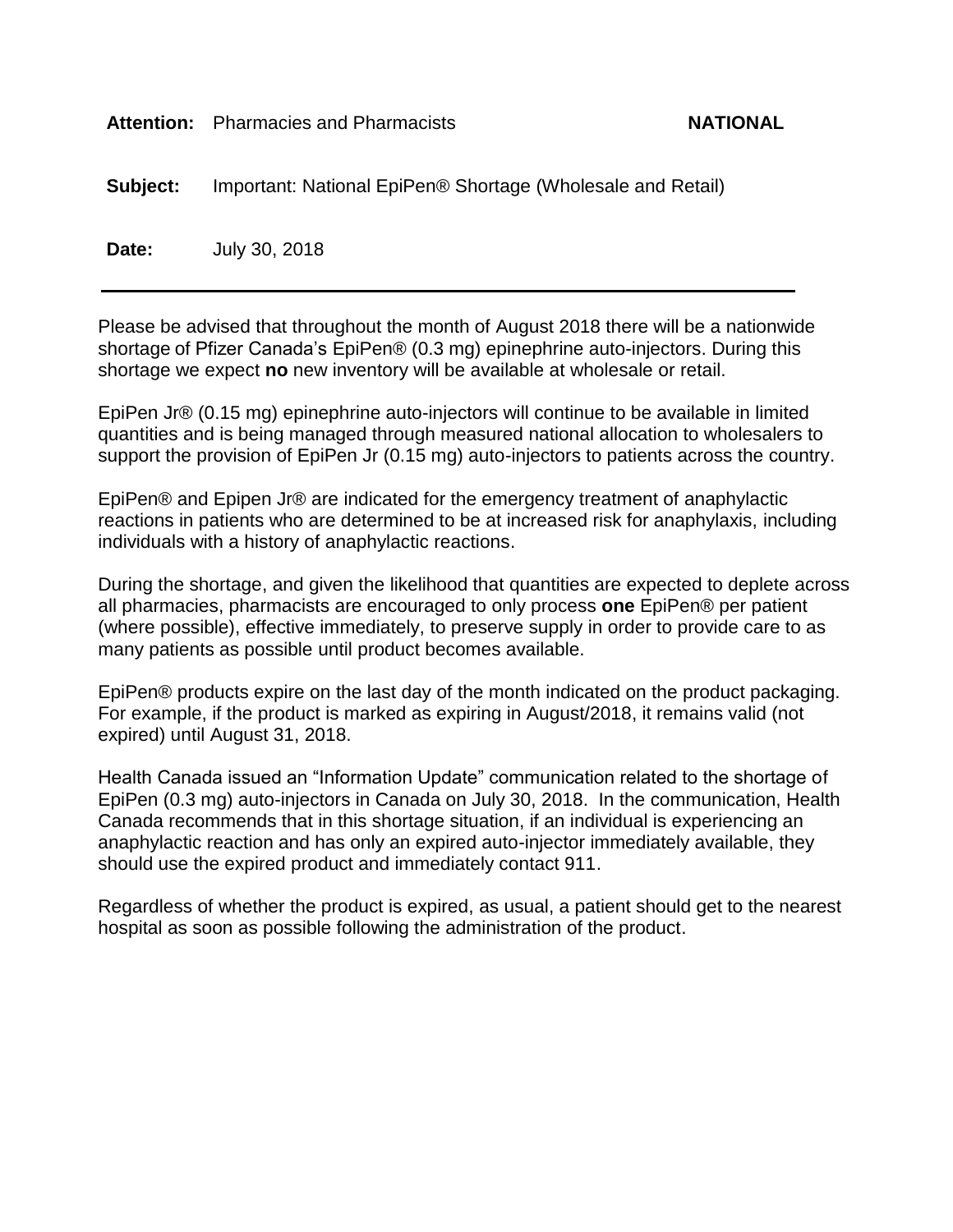**Attention:** Pharmacies and Pharmacists **NATIONAL**

**Subject:** Important: National EpiPen® Shortage (Wholesale and Retail)

**Date:** July 30, 2018

---

Please be advised that throughout the month of August 2018 there will be a nationwide shortage of Pfizer Canada's EpiPen® (0.3 mg) epinephrine auto-injectors. During this shortage we expect **no** new inventory will be available at wholesale or retail.

EpiPen Jr® (0.15 mg) epinephrine auto-injectors will continue to be available in limited quantities and is being managed through measured national allocation to wholesalers to support the provision of EpiPen Jr (0.15 mg) auto-injectors to patients across the country.

EpiPen® and Epipen Jr® are indicated for the emergency treatment of anaphylactic reactions in patients who are determined to be at increased risk for anaphylaxis, including individuals with a history of anaphylactic reactions.

During the shortage, and given the likelihood that quantities are expected to deplete across all pharmacies, pharmacists are encouraged to only process **one** EpiPen® per patient (where possible), effective immediately, to preserve supply in order to provide care to as many patients as possible until product becomes available.

EpiPen® products expire on the last day of the month indicated on the product packaging. For example, if the product is marked as expiring in August/2018, it remains valid (not expired) until August 31, 2018.

Health Canada issued an "Information Update" communication related to the shortage of EpiPen (0.3 mg) auto-injectors in Canada on July 30, 2018. In the communication, Health Canada recommends that in this shortage situation, if an individual is experiencing an anaphylactic reaction and has only an expired auto-injector immediately available, they should use the expired product and immediately contact 911.

Regardless of whether the product is expired, as usual, a patient should get to the nearest hospital as soon as possible following the administration of the product.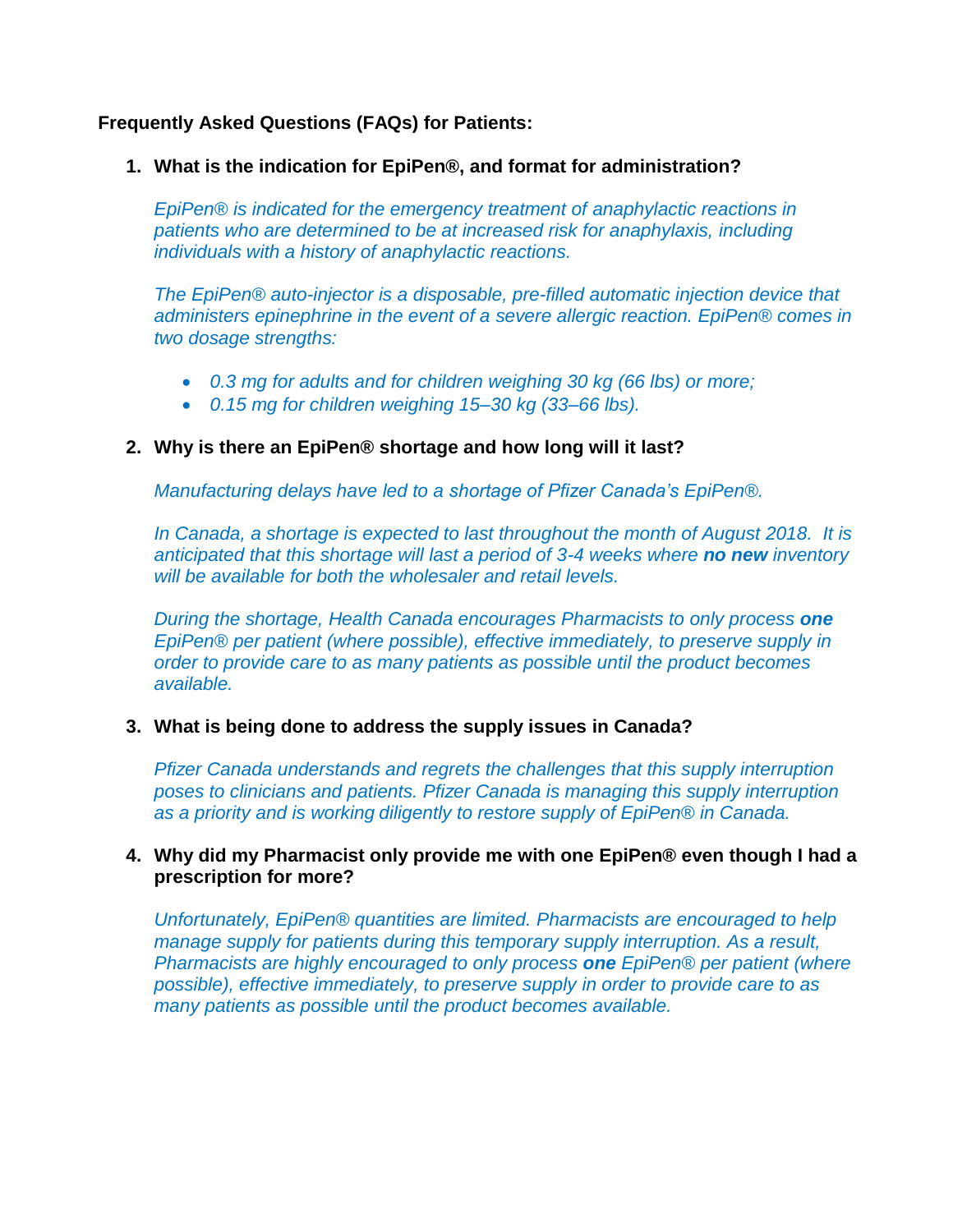**Frequently Asked Questions (FAQs) for Patients:**

1. **What is the indication for EpiPen®, and format for administration?**

   *EpiPen® is indicated for the emergency treatment of anaphylactic reactions in patients who are determined to be at increased risk for anaphylaxis, including individuals with a history of anaphylactic reactions.*

   *The EpiPen® auto-injector is a disposable, pre-filled automatic injection device that administers epinephrine in the event of a severe allergic reaction. EpiPen® comes in two dosage strengths:*

   - *0.3 mg for adults and for children weighing 30 kg (66 lbs) or more;*
   - *0.15 mg for children weighing 15–30 kg (33–66 lbs).*

2. **Why is there an EpiPen® shortage and how long will it last?**

   *Manufacturing delays have led to a shortage of Pfizer Canada's EpiPen®.*

   *In Canada, a shortage is expected to last throughout the month of August 2018. It is anticipated that this shortage will last a period of 3-4 weeks where **no new** inventory will be available for both the wholesaler and retail levels.*

   *During the shortage, Health Canada encourages Pharmacists to only process **one** EpiPen® per patient (where possible), effective immediately, to preserve supply in order to provide care to as many patients as possible until the product becomes available.*

3. **What is being done to address the supply issues in Canada?**

   *Pfizer Canada understands and regrets the challenges that this supply interruption poses to clinicians and patients. Pfizer Canada is managing this supply interruption as a priority and is working diligently to restore supply of EpiPen® in Canada.*

4. **Why did my Pharmacist only provide me with one EpiPen® even though I had a prescription for more?**

   *Unfortunately, EpiPen® quantities are limited. Pharmacists are encouraged to help manage supply for patients during this temporary supply interruption. As a result, Pharmacists are highly encouraged to only process **one** EpiPen® per patient (where possible), effective immediately, to preserve supply in order to provide care to as many patients as possible until the product becomes available.*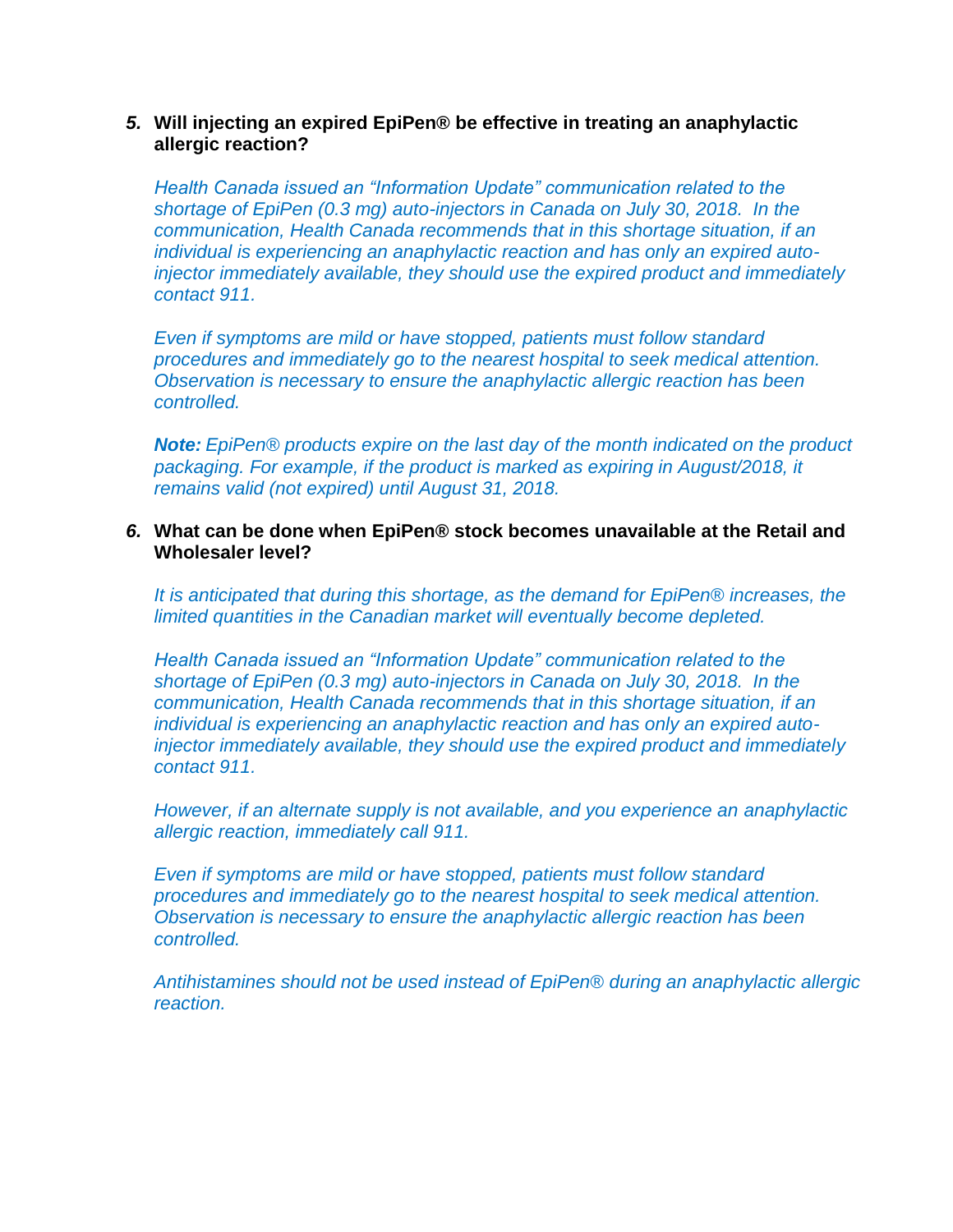5. **Will injecting an expired EpiPen® be effective in treating an anaphylactic allergic reaction?**

   *Health Canada issued an "Information Update" communication related to the shortage of EpiPen (0.3 mg) auto-injectors in Canada on July 30, 2018. In the communication, Health Canada recommends that in this shortage situation, if an individual is experiencing an anaphylactic reaction and has only an expired auto-injector immediately available, they should use the expired product and immediately contact 911.*

   *Even if symptoms are mild or have stopped, patients must follow standard procedures and immediately go to the nearest hospital to seek medical attention. Observation is necessary to ensure the anaphylactic allergic reaction has been controlled.*

   ***Note:** EpiPen® products expire on the last day of the month indicated on the product packaging. For example, if the product is marked as expiring in August/2018, it remains valid (not expired) until August 31, 2018.*

6. **What can be done when EpiPen® stock becomes unavailable at the Retail and Wholesaler level?**

   *It is anticipated that during this shortage, as the demand for EpiPen® increases, the limited quantities in the Canadian market will eventually become depleted.*

   *Health Canada issued an "Information Update" communication related to the shortage of EpiPen (0.3 mg) auto-injectors in Canada on July 30, 2018. In the communication, Health Canada recommends that in this shortage situation, if an individual is experiencing an anaphylactic reaction and has only an expired auto-injector immediately available, they should use the expired product and immediately contact 911.*

   *However, if an alternate supply is not available, and you experience an anaphylactic allergic reaction, immediately call 911.*

   *Even if symptoms are mild or have stopped, patients must follow standard procedures and immediately go to the nearest hospital to seek medical attention. Observation is necessary to ensure the anaphylactic allergic reaction has been controlled.*

   *Antihistamines should not be used instead of EpiPen® during an anaphylactic allergic reaction.*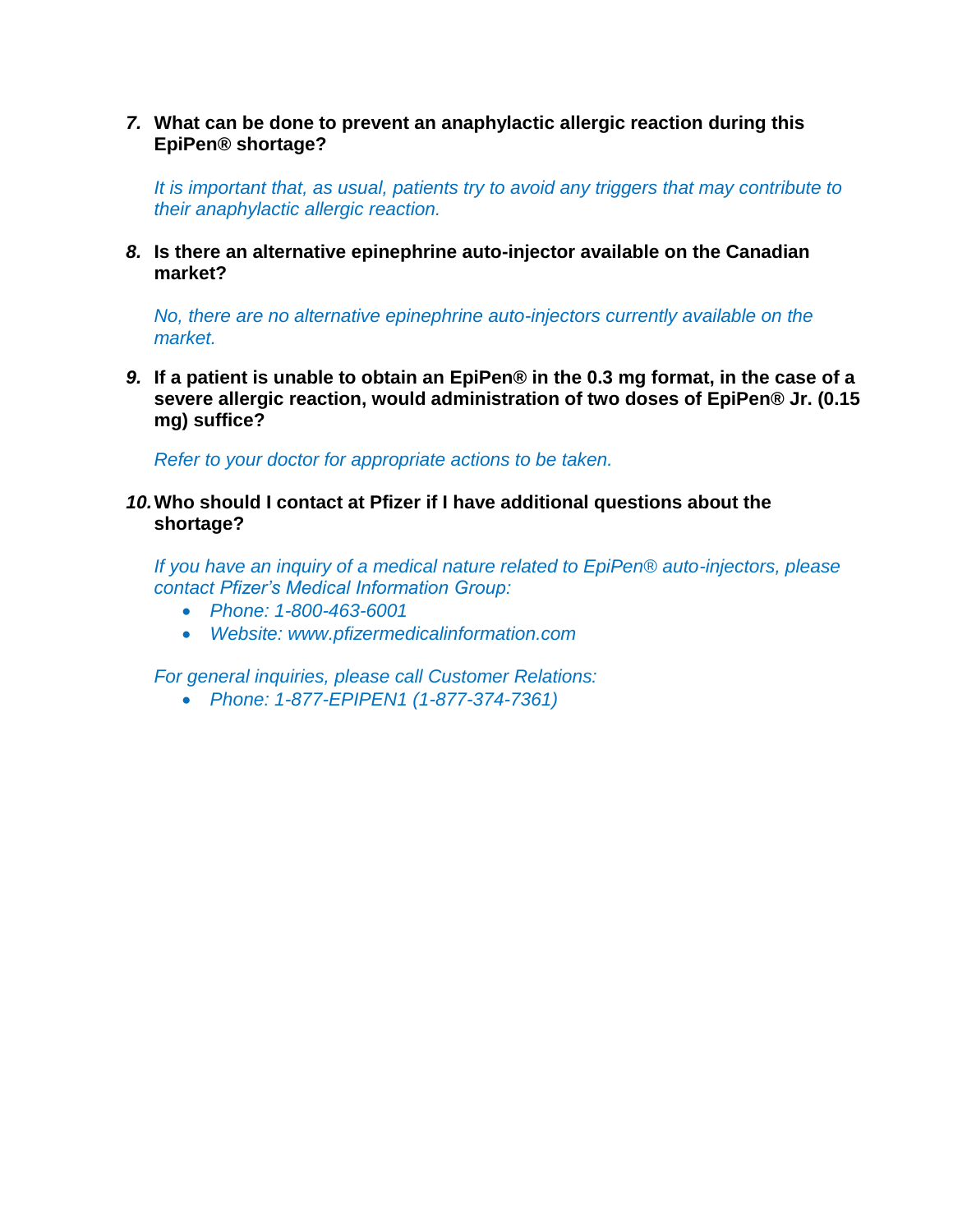7. **What can be done to prevent an anaphylactic allergic reaction during this EpiPen® shortage?**

   *It is important that, as usual, patients try to avoid any triggers that may contribute to their anaphylactic allergic reaction.*

8. **Is there an alternative epinephrine auto-injector available on the Canadian market?**

   *No, there are no alternative epinephrine auto-injectors currently available on the market.*

9. **If a patient is unable to obtain an EpiPen® in the 0.3 mg format, in the case of a severe allergic reaction, would administration of two doses of EpiPen® Jr. (0.15 mg) suffice?**

   *Refer to your doctor for appropriate actions to be taken.*

10. **Who should I contact at Pfizer if I have additional questions about the shortage?**

    *If you have an inquiry of a medical nature related to EpiPen® auto-injectors, please contact Pfizer's Medical Information Group:*

    - *Phone: 1-800-463-6001*
    - *Website: www.pfizermedicalinformation.com*

    *For general inquiries, please call Customer Relations:*

    - *Phone: 1-877-EPIPEN1 (1-877-374-7361)*